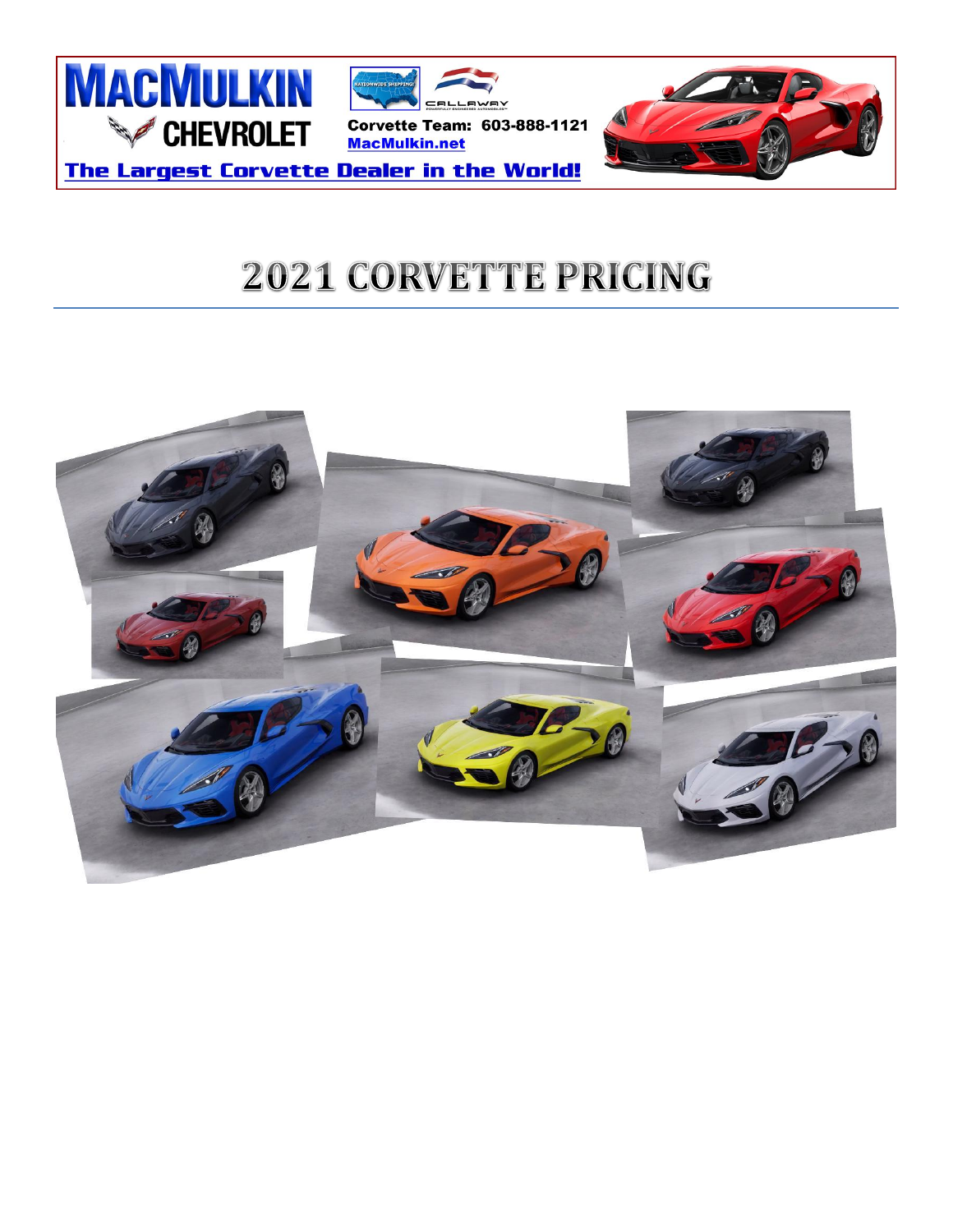MACMULKIN CHEVROLET

Corvette Team: 603-888-1121
MacMulkin.net

The Largest Corvette Dealer in the World!

# 2021 CORVETTE PRICING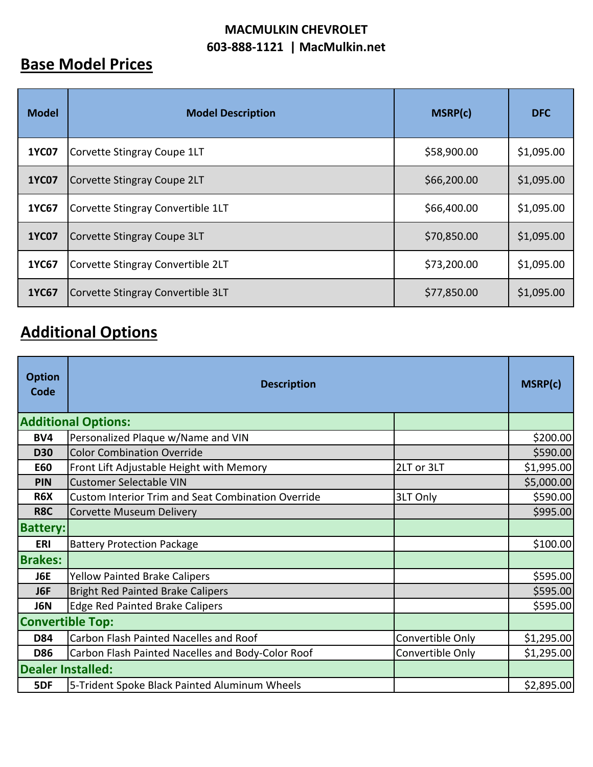**MACMULKIN CHEVROLET**
**603-888-1121 | MacMulkin.net**

## Base Model Prices

| Model | Model Description | MSRP(c) | DFC |
|---|---|---|---|
| **1YC07** | Corvette Stingray Coupe 1LT | $58,900.00 | $1,095.00 |
| **1YC07** | Corvette Stingray Coupe 2LT | $66,200.00 | $1,095.00 |
| **1YC67** | Corvette Stingray Convertible 1LT | $66,400.00 | $1,095.00 |
| **1YC07** | Corvette Stingray Coupe 3LT | $70,850.00 | $1,095.00 |
| **1YC67** | Corvette Stingray Convertible 2LT | $73,200.00 | $1,095.00 |
| **1YC67** | Corvette Stingray Convertible 3LT | $77,850.00 | $1,095.00 |

## Additional Options

| Option Code | Description | | MSRP(c) |
|---|---|---|---|
| **Additional Options:** | | | |
| **BV4** | Personalized Plaque w/Name and VIN | | $200.00 |
| **D30** | Color Combination Override | | $590.00 |
| **E60** | Front Lift Adjustable Height with Memory | 2LT or 3LT | $1,995.00 |
| **PIN** | Customer Selectable VIN | | $5,000.00 |
| **R6X** | Custom Interior Trim and Seat Combination Override | 3LT Only | $590.00 |
| **R8C** | Corvette Museum Delivery | | $995.00 |
| **Battery:** | | | |
| **ERI** | Battery Protection Package | | $100.00 |
| **Brakes:** | | | |
| **J6E** | Yellow Painted Brake Calipers | | $595.00 |
| **J6F** | Bright Red Painted Brake Calipers | | $595.00 |
| **J6N** | Edge Red Painted Brake Calipers | | $595.00 |
| **Convertible Top:** | | | |
| **D84** | Carbon Flash Painted Nacelles and Roof | Convertible Only | $1,295.00 |
| **D86** | Carbon Flash Painted Nacelles and Body-Color Roof | Convertible Only | $1,295.00 |
| **Dealer Installed:** | | | |
| **5DF** | 5-Trident Spoke Black Painted Aluminum Wheels | | $2,895.00 |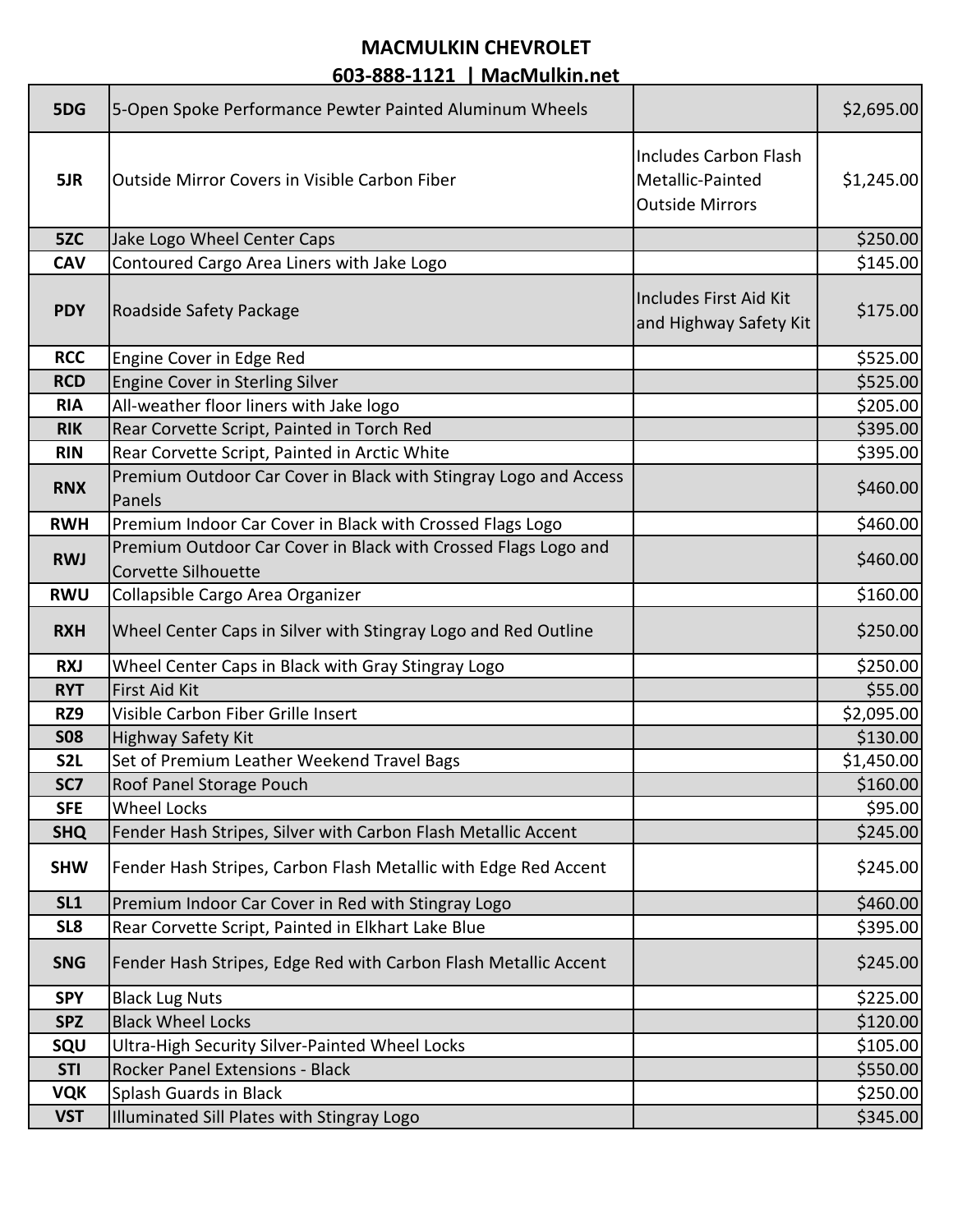**MACMULKIN CHEVROLET**

**603-888-1121 | MacMulkin.net**

| | | | |
|---|---|---|---|
| **5DG** | 5-Open Spoke Performance Pewter Painted Aluminum Wheels | | $2,695.00 |
| **5JR** | Outside Mirror Covers in Visible Carbon Fiber | Includes Carbon Flash Metallic-Painted Outside Mirrors | $1,245.00 |
| **5ZC** | Jake Logo Wheel Center Caps | | $250.00 |
| **CAV** | Contoured Cargo Area Liners with Jake Logo | | $145.00 |
| **PDY** | Roadside Safety Package | Includes First Aid Kit and Highway Safety Kit | $175.00 |
| **RCC** | Engine Cover in Edge Red | | $525.00 |
| **RCD** | Engine Cover in Sterling Silver | | $525.00 |
| **RIA** | All-weather floor liners with Jake logo | | $205.00 |
| **RIK** | Rear Corvette Script, Painted in Torch Red | | $395.00 |
| **RIN** | Rear Corvette Script, Painted in Arctic White | | $395.00 |
| **RNX** | Premium Outdoor Car Cover in Black with Stingray Logo and Access Panels | | $460.00 |
| **RWH** | Premium Indoor Car Cover in Black with Crossed Flags Logo | | $460.00 |
| **RWJ** | Premium Outdoor Car Cover in Black with Crossed Flags Logo and Corvette Silhouette | | $460.00 |
| **RWU** | Collapsible Cargo Area Organizer | | $160.00 |
| **RXH** | Wheel Center Caps in Silver with Stingray Logo and Red Outline | | $250.00 |
| **RXJ** | Wheel Center Caps in Black with Gray Stingray Logo | | $250.00 |
| **RYT** | First Aid Kit | | $55.00 |
| **RZ9** | Visible Carbon Fiber Grille Insert | | $2,095.00 |
| **S08** | Highway Safety Kit | | $130.00 |
| **S2L** | Set of Premium Leather Weekend Travel Bags | | $1,450.00 |
| **SC7** | Roof Panel Storage Pouch | | $160.00 |
| **SFE** | Wheel Locks | | $95.00 |
| **SHQ** | Fender Hash Stripes, Silver with Carbon Flash Metallic Accent | | $245.00 |
| **SHW** | Fender Hash Stripes, Carbon Flash Metallic with Edge Red Accent | | $245.00 |
| **SL1** | Premium Indoor Car Cover in Red with Stingray Logo | | $460.00 |
| **SL8** | Rear Corvette Script, Painted in Elkhart Lake Blue | | $395.00 |
| **SNG** | Fender Hash Stripes, Edge Red with Carbon Flash Metallic Accent | | $245.00 |
| **SPY** | Black Lug Nuts | | $225.00 |
| **SPZ** | Black Wheel Locks | | $120.00 |
| **SQU** | Ultra-High Security Silver-Painted Wheel Locks | | $105.00 |
| **STI** | Rocker Panel Extensions - Black | | $550.00 |
| **VQK** | Splash Guards in Black | | $250.00 |
| **VST** | Illuminated Sill Plates with Stingray Logo | | $345.00 |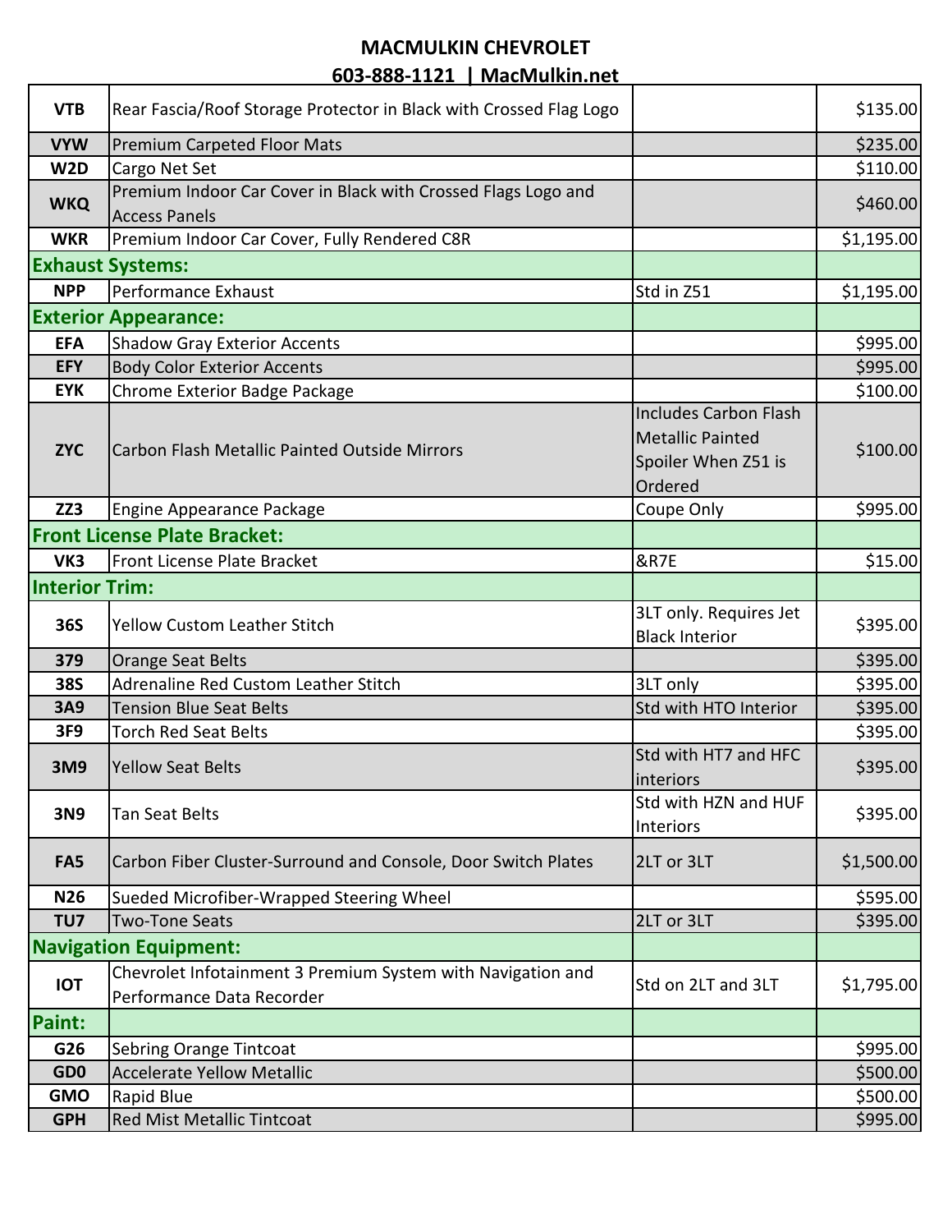# MACMULKIN CHEVROLET

**603-888-1121 | MacMulkin.net**

| | | | |
|---|---|---|---|
| **VTB** | Rear Fascia/Roof Storage Protector in Black with Crossed Flag Logo | | $135.00 |
| **VYW** | Premium Carpeted Floor Mats | | $235.00 |
| **W2D** | Cargo Net Set | | $110.00 |
| **WKQ** | Premium Indoor Car Cover in Black with Crossed Flags Logo and Access Panels | | $460.00 |
| **WKR** | Premium Indoor Car Cover, Fully Rendered C8R | | $1,195.00 |
| **Exhaust Systems:** | | | |
| **NPP** | Performance Exhaust | Std in Z51 | $1,195.00 |
| **Exterior Appearance:** | | | |
| **EFA** | Shadow Gray Exterior Accents | | $995.00 |
| **EFY** | Body Color Exterior Accents | | $995.00 |
| **EYK** | Chrome Exterior Badge Package | | $100.00 |
| **ZYC** | Carbon Flash Metallic Painted Outside Mirrors | Includes Carbon Flash Metallic Painted Spoiler When Z51 is Ordered | $100.00 |
| **ZZ3** | Engine Appearance Package | Coupe Only | $995.00 |
| **Front License Plate Bracket:** | | | |
| **VK3** | Front License Plate Bracket | &R7E | $15.00 |
| **Interior Trim:** | | | |
| **36S** | Yellow Custom Leather Stitch | 3LT only. Requires Jet Black Interior | $395.00 |
| **379** | Orange Seat Belts | | $395.00 |
| **38S** | Adrenaline Red Custom Leather Stitch | 3LT only | $395.00 |
| **3A9** | Tension Blue Seat Belts | Std with HTO Interior | $395.00 |
| **3F9** | Torch Red Seat Belts | | $395.00 |
| **3M9** | Yellow Seat Belts | Std with HT7 and HFC interiors | $395.00 |
| **3N9** | Tan Seat Belts | Std with HZN and HUF Interiors | $395.00 |
| **FA5** | Carbon Fiber Cluster-Surround and Console, Door Switch Plates | 2LT or 3LT | $1,500.00 |
| **N26** | Sueded Microfiber-Wrapped Steering Wheel | | $595.00 |
| **TU7** | Two-Tone Seats | 2LT or 3LT | $395.00 |
| **Navigation Equipment:** | | | |
| **IOT** | Chevrolet Infotainment 3 Premium System with Navigation and Performance Data Recorder | Std on 2LT and 3LT | $1,795.00 |
| **Paint:** | | | |
| **G26** | Sebring Orange Tintcoat | | $995.00 |
| **GD0** | Accelerate Yellow Metallic | | $500.00 |
| **GMO** | Rapid Blue | | $500.00 |
| **GPH** | Red Mist Metallic Tintcoat | | $995.00 |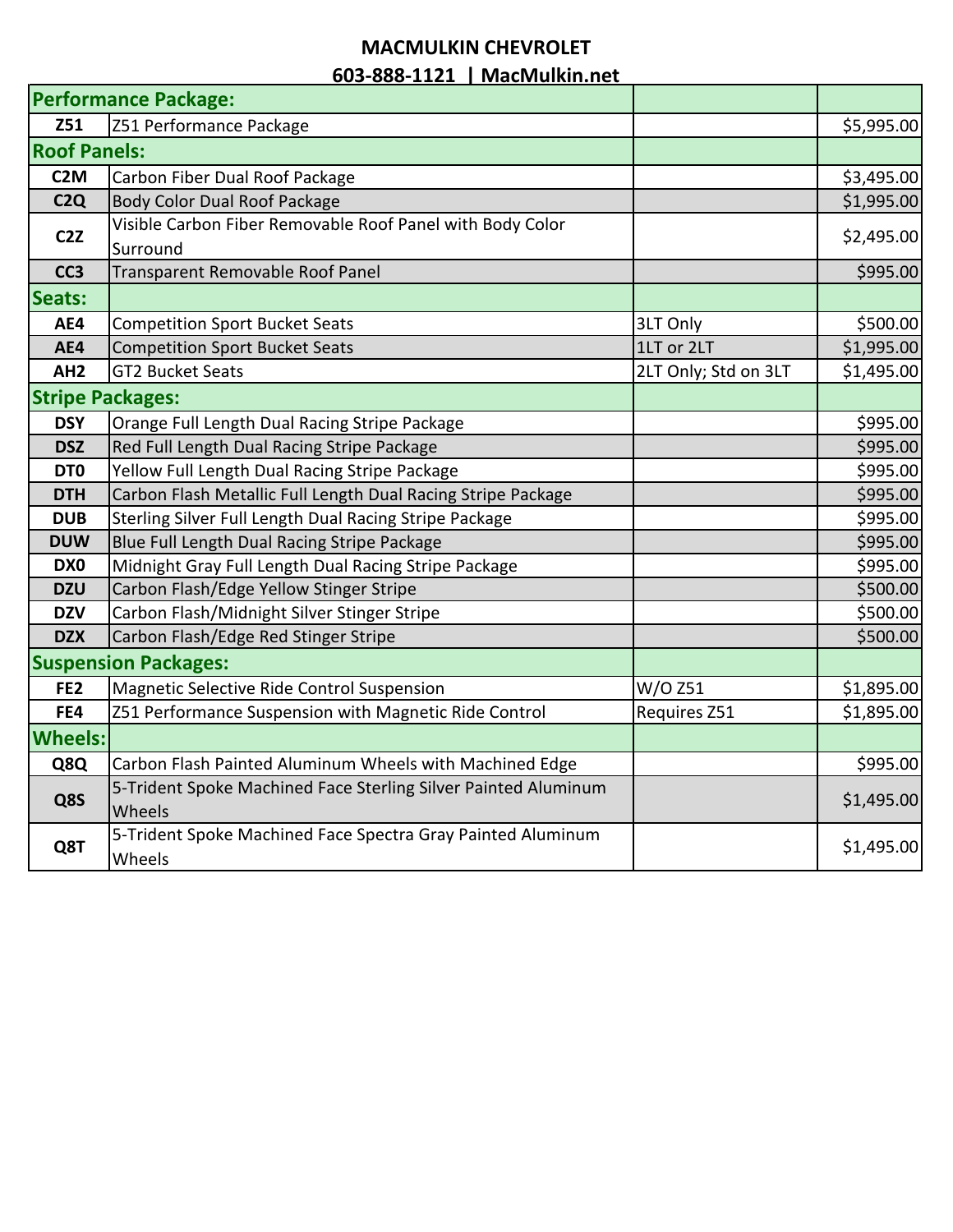**MACMULKIN CHEVROLET**

**603-888-1121 | MacMulkin.net**

| | | | |
|---|---|---|---|
| **Performance Package:** | | | |
| **Z51** | Z51 Performance Package | | $5,995.00 |
| **Roof Panels:** | | | |
| **C2M** | Carbon Fiber Dual Roof Package | | $3,495.00 |
| **C2Q** | Body Color Dual Roof Package | | $1,995.00 |
| **C2Z** | Visible Carbon Fiber Removable Roof Panel with Body Color Surround | | $2,495.00 |
| **CC3** | Transparent Removable Roof Panel | | $995.00 |
| **Seats:** | | | |
| **AE4** | Competition Sport Bucket Seats | 3LT Only | $500.00 |
| **AE4** | Competition Sport Bucket Seats | 1LT or 2LT | $1,995.00 |
| **AH2** | GT2 Bucket Seats | 2LT Only; Std on 3LT | $1,495.00 |
| **Stripe Packages:** | | | |
| **DSY** | Orange Full Length Dual Racing Stripe Package | | $995.00 |
| **DSZ** | Red Full Length Dual Racing Stripe Package | | $995.00 |
| **DT0** | Yellow Full Length Dual Racing Stripe Package | | $995.00 |
| **DTH** | Carbon Flash Metallic Full Length Dual Racing Stripe Package | | $995.00 |
| **DUB** | Sterling Silver Full Length Dual Racing Stripe Package | | $995.00 |
| **DUW** | Blue Full Length Dual Racing Stripe Package | | $995.00 |
| **DX0** | Midnight Gray Full Length Dual Racing Stripe Package | | $995.00 |
| **DZU** | Carbon Flash/Edge Yellow Stinger Stripe | | $500.00 |
| **DZV** | Carbon Flash/Midnight Silver Stinger Stripe | | $500.00 |
| **DZX** | Carbon Flash/Edge Red Stinger Stripe | | $500.00 |
| **Suspension Packages:** | | | |
| **FE2** | Magnetic Selective Ride Control Suspension | W/O Z51 | $1,895.00 |
| **FE4** | Z51 Performance Suspension with Magnetic Ride Control | Requires Z51 | $1,895.00 |
| **Wheels:** | | | |
| **Q8Q** | Carbon Flash Painted Aluminum Wheels with Machined Edge | | $995.00 |
| **Q8S** | 5-Trident Spoke Machined Face Sterling Silver Painted Aluminum Wheels | | $1,495.00 |
| **Q8T** | 5-Trident Spoke Machined Face Spectra Gray Painted Aluminum Wheels | | $1,495.00 |